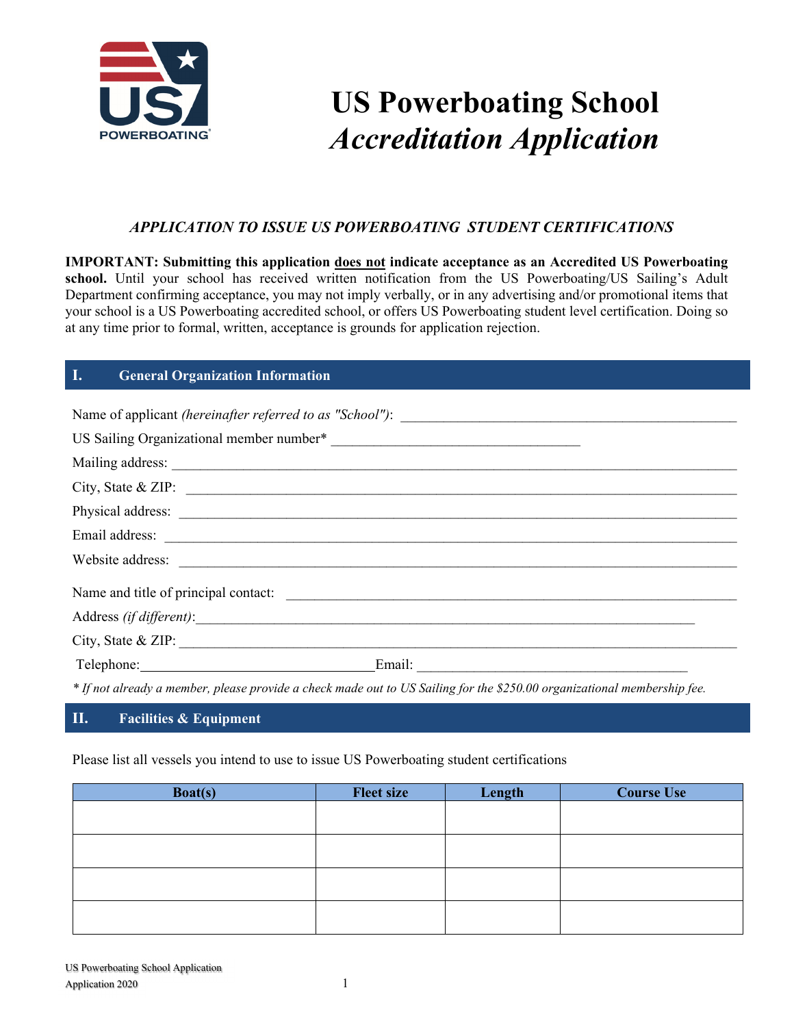# US Powerboating School
## *Accreditation Application*

### *APPLICATION TO ISSUE US POWERBOATING STUDENT CERTIFICATIONS*

**IMPORTANT: Submitting this application does not indicate acceptance as an Accredited US Powerboating school.** Until your school has received written notification from the US Powerboating/US Sailing's Adult Department confirming acceptance, you may not imply verbally, or in any advertising and/or promotional items that your school is a US Powerboating accredited school, or offers US Powerboating student level certification. Doing so at any time prior to formal, written, acceptance is grounds for application rejection.

## I. General Organization Information

Name of applicant *(hereinafter referred to as "School")*: ______________________________

US Sailing Organizational member number* ______________________________

Mailing address: ______________________________

City, State & ZIP: ______________________________

Physical address: ______________________________

Email address: ______________________________

Website address: ______________________________

Name and title of principal contact: ______________________________

Address *(if different)*: ______________________________

City, State & ZIP: ______________________________

Telephone: ______________________________ Email: ______________________________

*\* If not already a member, please provide a check made out to US Sailing for the $250.00 organizational membership fee.*

## II. Facilities & Equipment

Please list all vessels you intend to use to issue US Powerboating student certifications

| Boat(s) | Fleet size | Length | Course Use |
|---|---|---|---|
| | | | |
| | | | |
| | | | |
| | | | |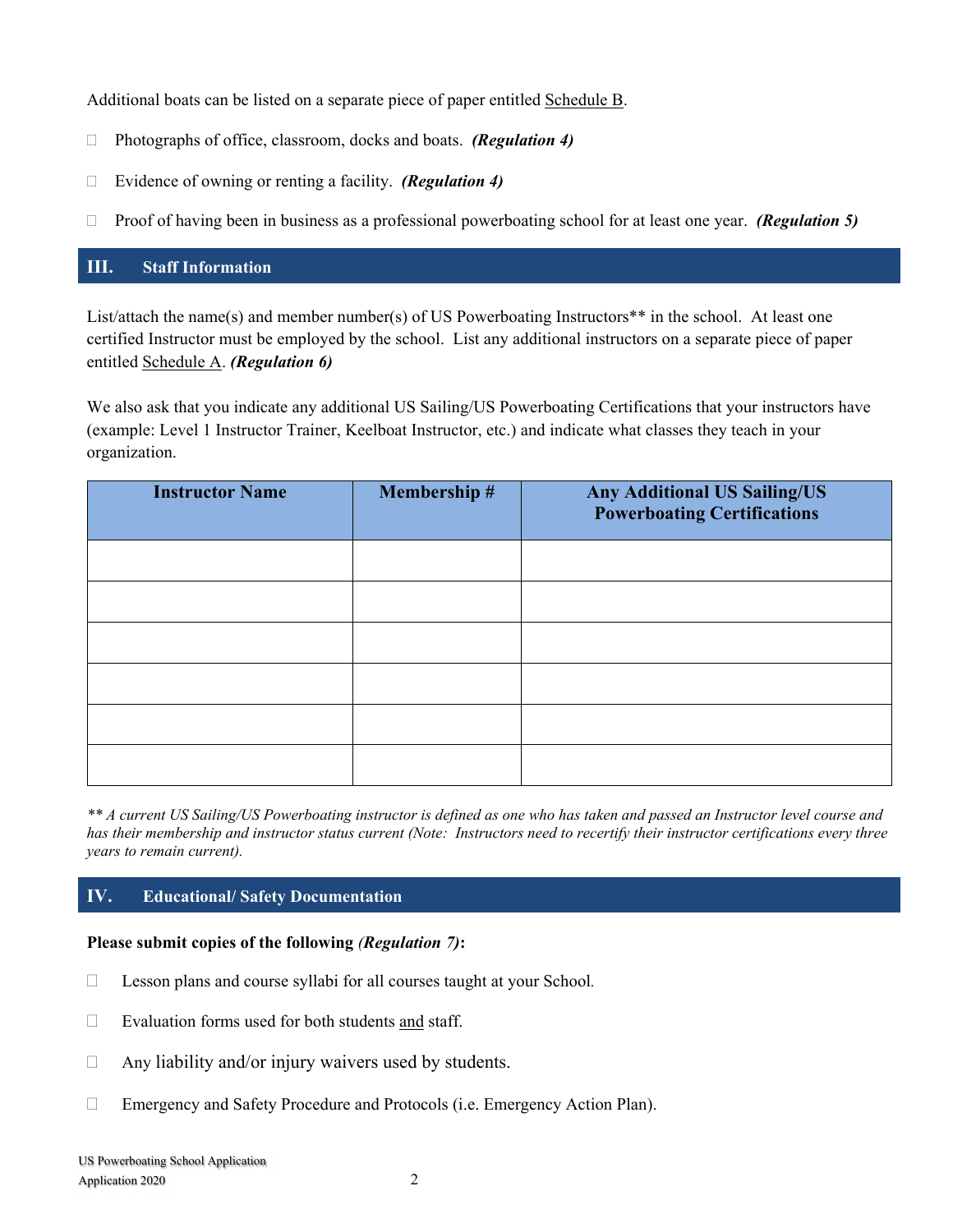Additional boats can be listed on a separate piece of paper entitled Schedule B.

- ☐ Photographs of office, classroom, docks and boats. ***(Regulation 4)***
- ☐ Evidence of owning or renting a facility. ***(Regulation 4)***
- ☐ Proof of having been in business as a professional powerboating school for at least one year. ***(Regulation 5)***

## III. Staff Information

List/attach the name(s) and member number(s) of US Powerboating Instructors** in the school. At least one certified Instructor must be employed by the school. List any additional instructors on a separate piece of paper entitled Schedule A. ***(Regulation 6)***

We also ask that you indicate any additional US Sailing/US Powerboating Certifications that your instructors have (example: Level 1 Instructor Trainer, Keelboat Instructor, etc.) and indicate what classes they teach in your organization.

| Instructor Name | Membership # | Any Additional US Sailing/US Powerboating Certifications |
|---|---|---|
| | | |
| | | |
| | | |
| | | |
| | | |
| | | |

*** A current US Sailing/US Powerboating instructor is defined as one who has taken and passed an Instructor level course and has their membership and instructor status current (Note: Instructors need to recertify their instructor certifications every three years to remain current).*

## IV. Educational/ Safety Documentation

**Please submit copies of the following *(Regulation 7)*:**

- ☐ Lesson plans and course syllabi for all courses taught at your School.
- ☐ Evaluation forms used for both students and staff.
- ☐ Any liability and/or injury waivers used by students.
- ☐ Emergency and Safety Procedure and Protocols (i.e. Emergency Action Plan).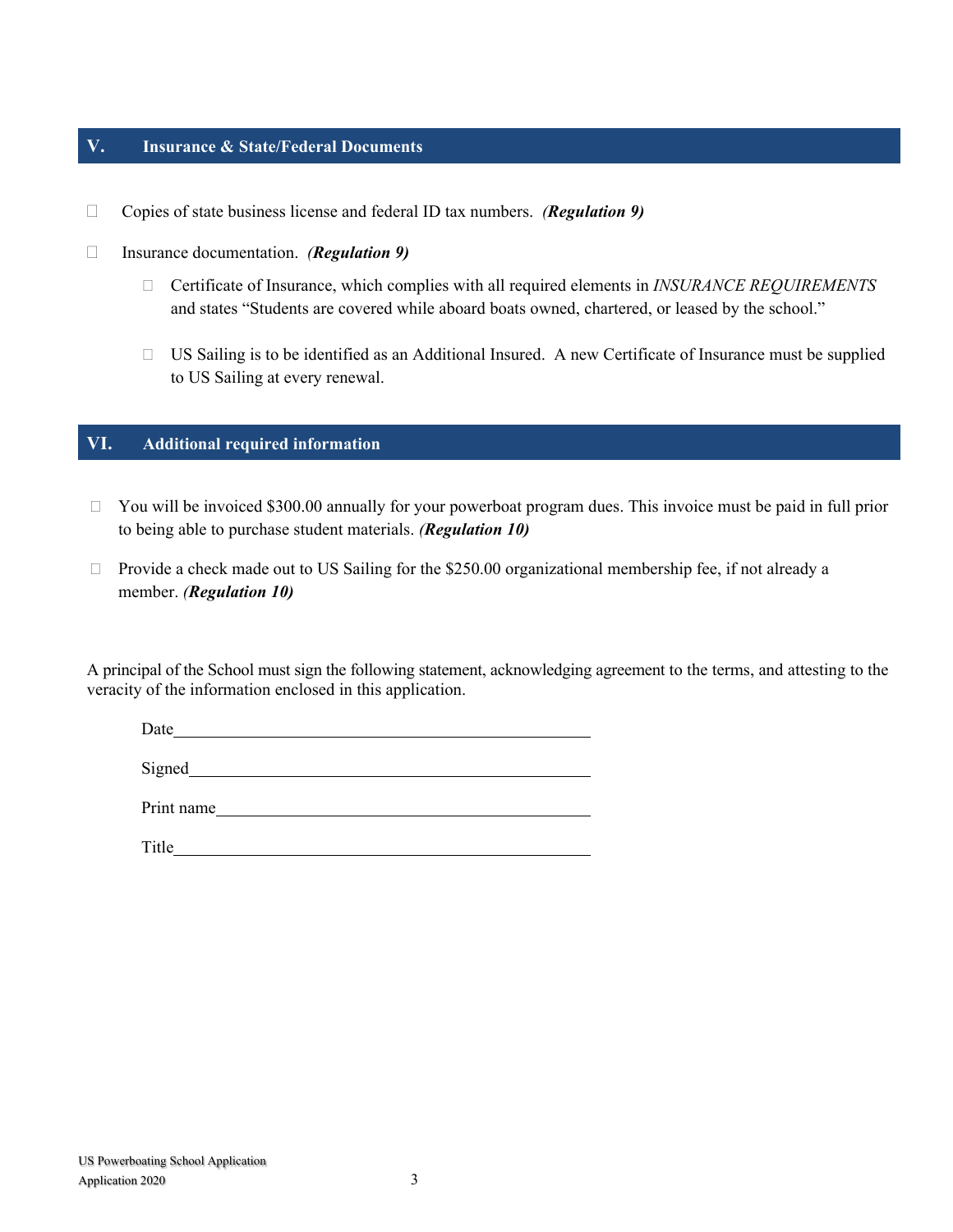## V. Insurance & State/Federal Documents

- ☐ Copies of state business license and federal ID tax numbers. ***(Regulation 9)***
- ☐ Insurance documentation. ***(Regulation 9)***
  - ☐ Certificate of Insurance, which complies with all required elements in *INSURANCE REQUIREMENTS* and states "Students are covered while aboard boats owned, chartered, or leased by the school."
  - ☐ US Sailing is to be identified as an Additional Insured. A new Certificate of Insurance must be supplied to US Sailing at every renewal.

## VI. Additional required information

- ☐ You will be invoiced $300.00 annually for your powerboat program dues. This invoice must be paid in full prior to being able to purchase student materials. ***(Regulation 10)***
- ☐ Provide a check made out to US Sailing for the $250.00 organizational membership fee, if not already a member. ***(Regulation 10)***

A principal of the School must sign the following statement, acknowledging agreement to the terms, and attesting to the veracity of the information enclosed in this application.

Date\_\_\_\_\_\_\_\_\_\_\_\_\_\_\_\_\_\_\_\_\_\_\_\_\_\_\_\_\_\_\_\_\_\_\_\_\_\_\_\_

Signed\_\_\_\_\_\_\_\_\_\_\_\_\_\_\_\_\_\_\_\_\_\_\_\_\_\_\_\_\_\_\_\_\_\_\_\_\_\_

Print name\_\_\_\_\_\_\_\_\_\_\_\_\_\_\_\_\_\_\_\_\_\_\_\_\_\_\_\_\_\_\_\_\_\_\_

Title\_\_\_\_\_\_\_\_\_\_\_\_\_\_\_\_\_\_\_\_\_\_\_\_\_\_\_\_\_\_\_\_\_\_\_\_\_\_\_\_\_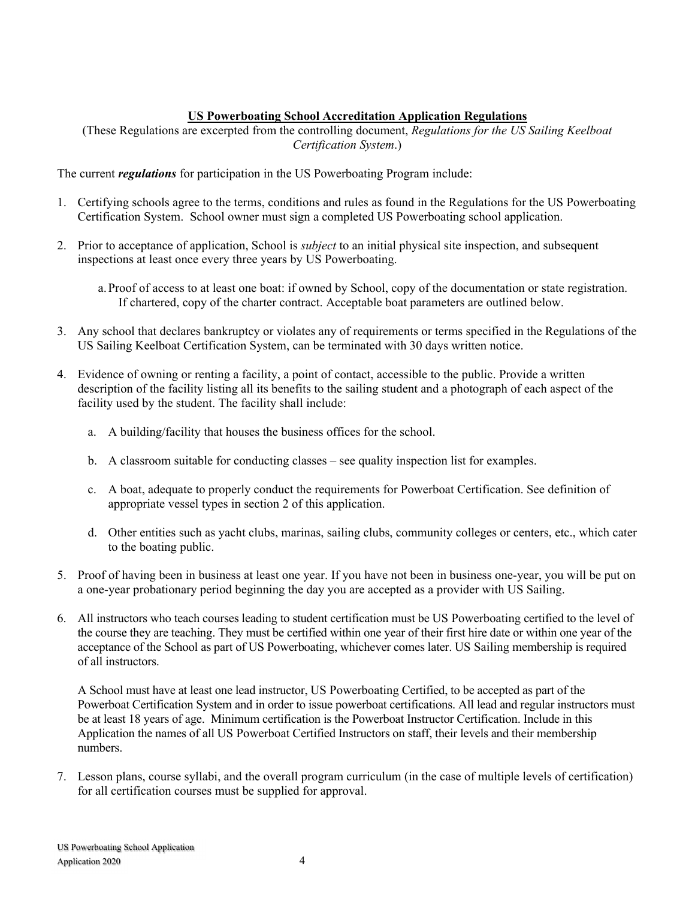## US Powerboating School Accreditation Application Regulations

(These Regulations are excerpted from the controlling document, *Regulations for the US Sailing Keelboat Certification System*.)

The current ***regulations*** for participation in the US Powerboating Program include:

1. Certifying schools agree to the terms, conditions and rules as found in the Regulations for the US Powerboating Certification System. School owner must sign a completed US Powerboating school application.

2. Prior to acceptance of application, School is *subject* to an initial physical site inspection, and subsequent inspections at least once every three years by US Powerboating.

   a. Proof of access to at least one boat: if owned by School, copy of the documentation or state registration. If chartered, copy of the charter contract. Acceptable boat parameters are outlined below.

3. Any school that declares bankruptcy or violates any of requirements or terms specified in the Regulations of the US Sailing Keelboat Certification System, can be terminated with 30 days written notice.

4. Evidence of owning or renting a facility, a point of contact, accessible to the public. Provide a written description of the facility listing all its benefits to the sailing student and a photograph of each aspect of the facility used by the student. The facility shall include:

   a. A building/facility that houses the business offices for the school.

   b. A classroom suitable for conducting classes – see quality inspection list for examples.

   c. A boat, adequate to properly conduct the requirements for Powerboat Certification. See definition of appropriate vessel types in section 2 of this application.

   d. Other entities such as yacht clubs, marinas, sailing clubs, community colleges or centers, etc., which cater to the boating public.

5. Proof of having been in business at least one year. If you have not been in business one-year, you will be put on a one-year probationary period beginning the day you are accepted as a provider with US Sailing.

6. All instructors who teach courses leading to student certification must be US Powerboating certified to the level of the course they are teaching. They must be certified within one year of their first hire date or within one year of the acceptance of the School as part of US Powerboating, whichever comes later. US Sailing membership is required of all instructors.

   A School must have at least one lead instructor, US Powerboating Certified, to be accepted as part of the Powerboat Certification System and in order to issue powerboat certifications. All lead and regular instructors must be at least 18 years of age. Minimum certification is the Powerboat Instructor Certification. Include in this Application the names of all US Powerboat Certified Instructors on staff, their levels and their membership numbers.

7. Lesson plans, course syllabi, and the overall program curriculum (in the case of multiple levels of certification) for all certification courses must be supplied for approval.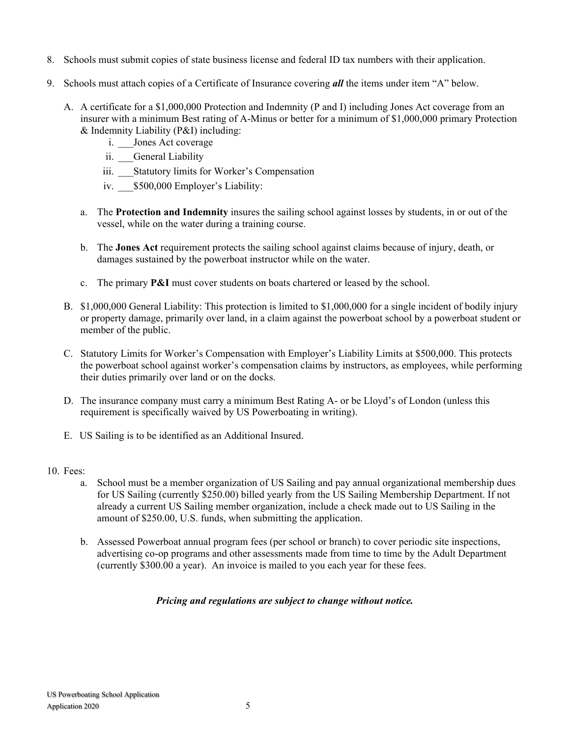8. Schools must submit copies of state business license and federal ID tax numbers with their application.

9. Schools must attach copies of a Certificate of Insurance covering ***all*** the items under item "A" below.

   A. A certificate for a $1,000,000 Protection and Indemnity (P and I) including Jones Act coverage from an insurer with a minimum Best rating of A-Minus or better for a minimum of $1,000,000 primary Protection & Indemnity Liability (P&I) including:
      i. ___Jones Act coverage
      ii. ___General Liability
      iii. ___Statutory limits for Worker's Compensation
      iv. ___$500,000 Employer's Liability:

   a. The **Protection and Indemnity** insures the sailing school against losses by students, in or out of the vessel, while on the water during a training course.

   b. The **Jones Act** requirement protects the sailing school against claims because of injury, death, or damages sustained by the powerboat instructor while on the water.

   c. The primary **P&I** must cover students on boats chartered or leased by the school.

   B. $1,000,000 General Liability: This protection is limited to $1,000,000 for a single incident of bodily injury or property damage, primarily over land, in a claim against the powerboat school by a powerboat student or member of the public.

   C. Statutory Limits for Worker's Compensation with Employer's Liability Limits at $500,000. This protects the powerboat school against worker's compensation claims by instructors, as employees, while performing their duties primarily over land or on the docks.

   D. The insurance company must carry a minimum Best Rating A- or be Lloyd's of London (unless this requirement is specifically waived by US Powerboating in writing).

   E. US Sailing is to be identified as an Additional Insured.

10. Fees:
    a. School must be a member organization of US Sailing and pay annual organizational membership dues for US Sailing (currently $250.00) billed yearly from the US Sailing Membership Department. If not already a current US Sailing member organization, include a check made out to US Sailing in the amount of $250.00, U.S. funds, when submitting the application.

    b. Assessed Powerboat annual program fees (per school or branch) to cover periodic site inspections, advertising co-op programs and other assessments made from time to time by the Adult Department (currently $300.00 a year). An invoice is mailed to you each year for these fees.

***Pricing and regulations are subject to change without notice.***